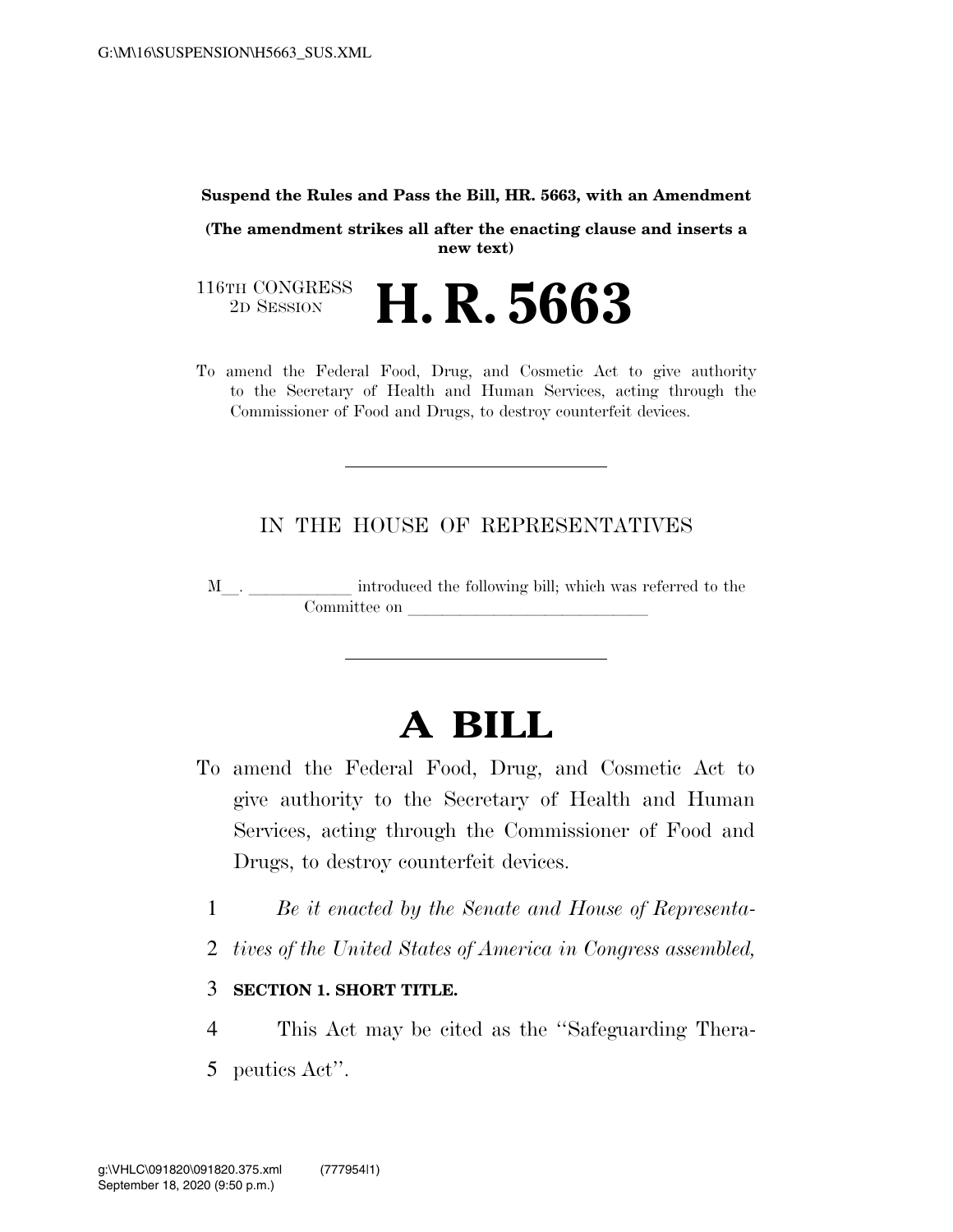**Suspend the Rules and Pass the Bill, HR. 5663, with an Amendment**

**(The amendment strikes all after the enacting clause and inserts a new text)**

116TH CONGRESS
2D SESSION

# H. R. 5663

To amend the Federal Food, Drug, and Cosmetic Act to give authority to the Secretary of Health and Human Services, acting through the Commissioner of Food and Drugs, to destroy counterfeit devices.

---

IN THE HOUSE OF REPRESENTATIVES

M\_\_. \_\_\_\_\_\_\_\_\_\_\_\_ introduced the following bill; which was referred to the Committee on \_\_\_\_\_\_\_\_\_\_\_\_\_\_\_\_\_\_\_\_\_\_\_\_\_\_\_\_

---

# A BILL

To amend the Federal Food, Drug, and Cosmetic Act to give authority to the Secretary of Health and Human Services, acting through the Commissioner of Food and Drugs, to destroy counterfeit devices.

1 *Be it enacted by the Senate and House of Representa-*
2 *tives of the United States of America in Congress assembled,*

3 **SECTION 1. SHORT TITLE.**

4 This Act may be cited as the ''Safeguarding Thera-
5 peutics Act''.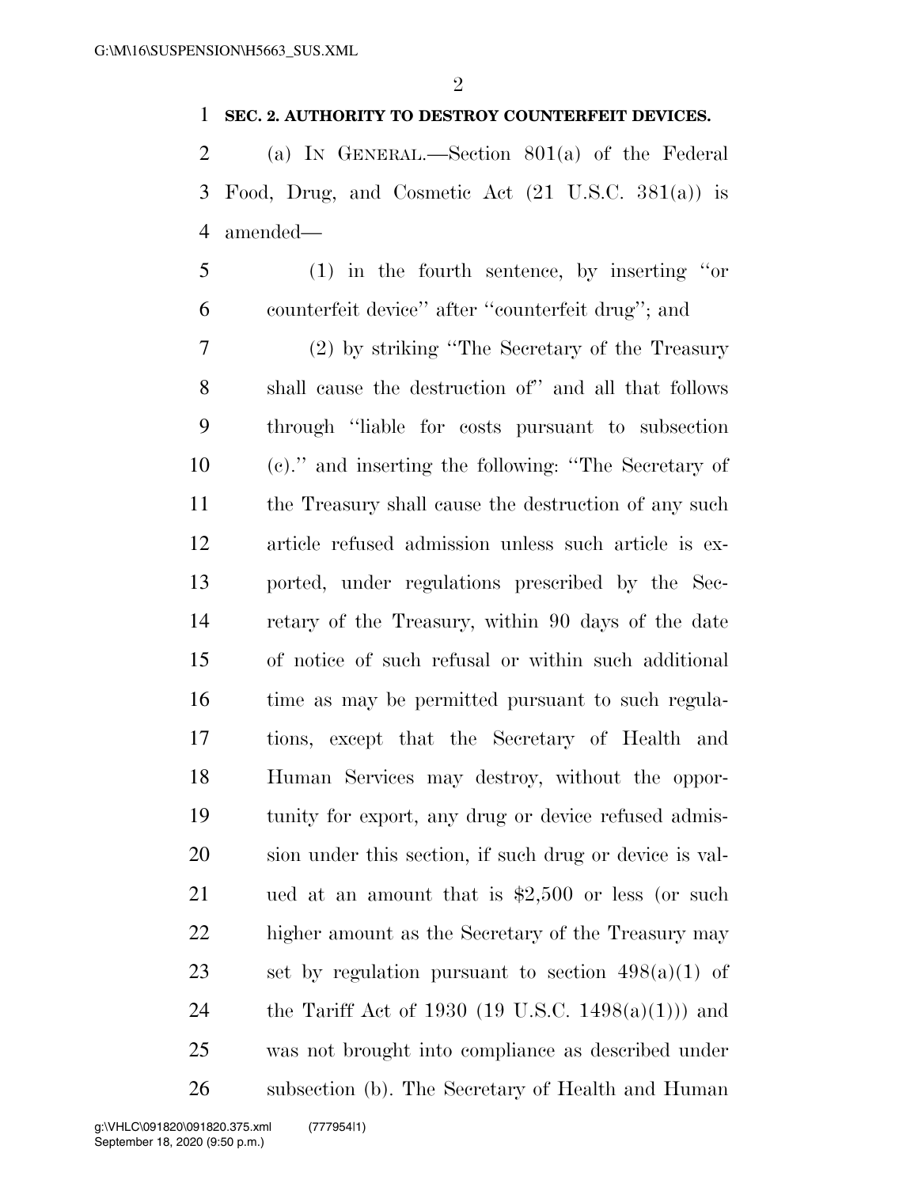**SEC. 2. AUTHORITY TO DESTROY COUNTERFEIT DEVICES.**

(a) IN GENERAL.—Section 801(a) of the Federal Food, Drug, and Cosmetic Act (21 U.S.C. 381(a)) is amended—

(1) in the fourth sentence, by inserting ''or counterfeit device'' after ''counterfeit drug''; and

(2) by striking ''The Secretary of the Treasury shall cause the destruction of'' and all that follows through ''liable for costs pursuant to subsection (c).'' and inserting the following: ''The Secretary of the Treasury shall cause the destruction of any such article refused admission unless such article is exported, under regulations prescribed by the Secretary of the Treasury, within 90 days of the date of notice of such refusal or within such additional time as may be permitted pursuant to such regulations, except that the Secretary of Health and Human Services may destroy, without the opportunity for export, any drug or device refused admission under this section, if such drug or device is valued at an amount that is $2,500 or less (or such higher amount as the Secretary of the Treasury may set by regulation pursuant to section 498(a)(1) of the Tariff Act of 1930 (19 U.S.C. 1498(a)(1))) and was not brought into compliance as described under subsection (b). The Secretary of Health and Human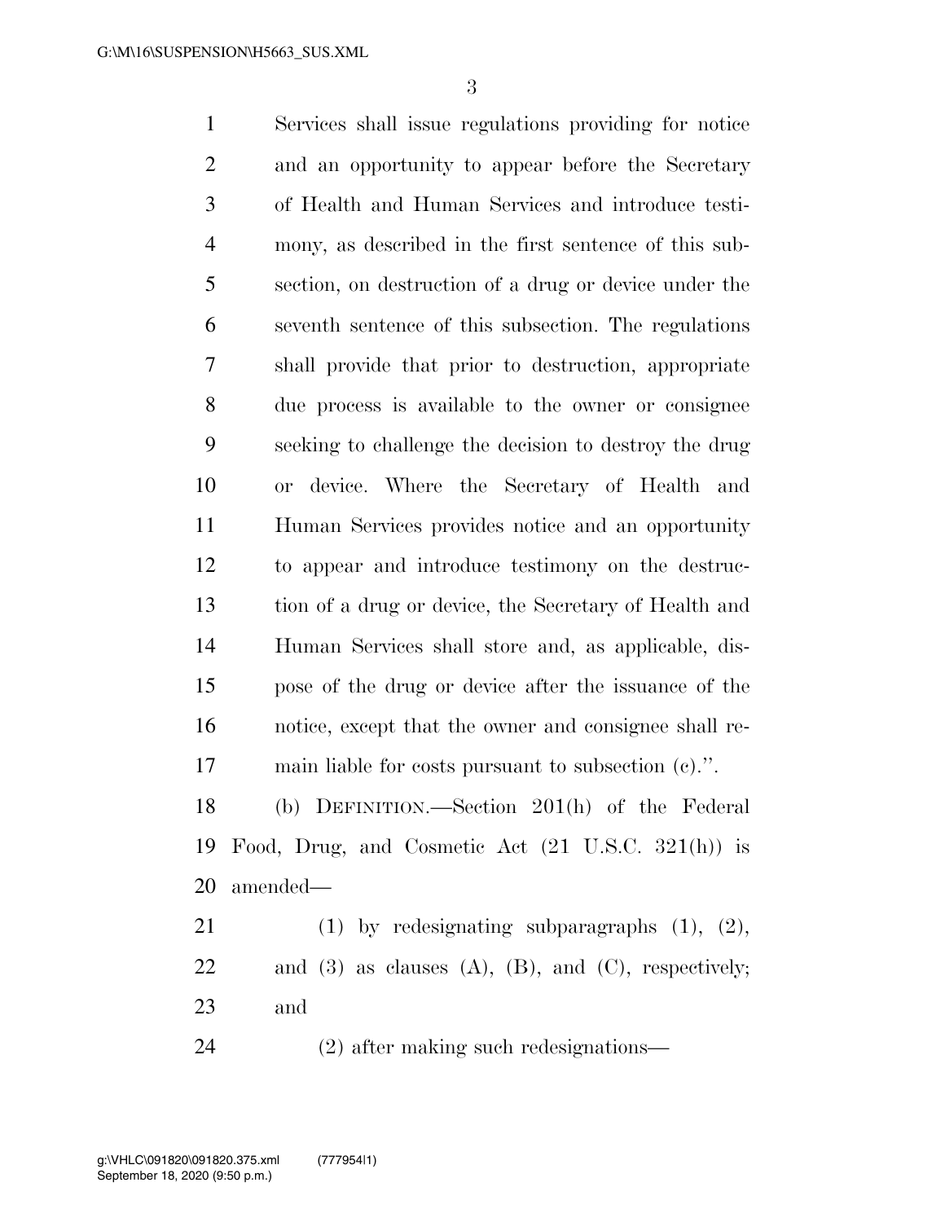Services shall issue regulations providing for notice and an opportunity to appear before the Secretary of Health and Human Services and introduce testimony, as described in the first sentence of this subsection, on destruction of a drug or device under the seventh sentence of this subsection. The regulations shall provide that prior to destruction, appropriate due process is available to the owner or consignee seeking to challenge the decision to destroy the drug or device. Where the Secretary of Health and Human Services provides notice and an opportunity to appear and introduce testimony on the destruction of a drug or device, the Secretary of Health and Human Services shall store and, as applicable, dispose of the drug or device after the issuance of the notice, except that the owner and consignee shall remain liable for costs pursuant to subsection (c).''.

(b) DEFINITION.—Section 201(h) of the Federal Food, Drug, and Cosmetic Act (21 U.S.C. 321(h)) is amended—

(1) by redesignating subparagraphs (1), (2), and (3) as clauses (A), (B), and (C), respectively; and

(2) after making such redesignations—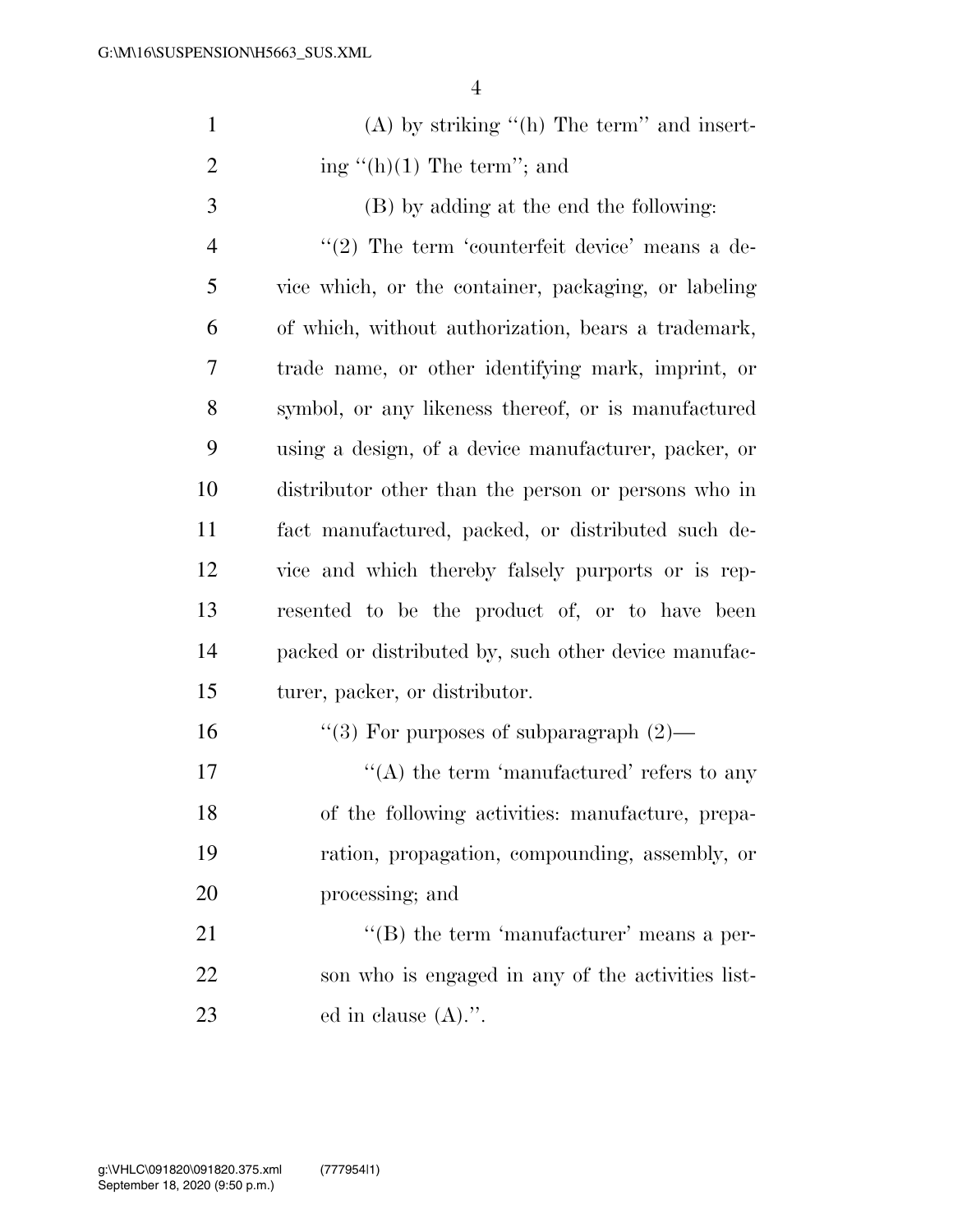(A) by striking "(h) The term" and inserting "(h)(1) The term"; and

(B) by adding at the end the following:

"(2) The term 'counterfeit device' means a device which, or the container, packaging, or labeling of which, without authorization, bears a trademark, trade name, or other identifying mark, imprint, or symbol, or any likeness thereof, or is manufactured using a design, of a device manufacturer, packer, or distributor other than the person or persons who in fact manufactured, packed, or distributed such device and which thereby falsely purports or is represented to be the product of, or to have been packed or distributed by, such other device manufacturer, packer, or distributor.

"(3) For purposes of subparagraph (2)—

"(A) the term 'manufactured' refers to any of the following activities: manufacture, preparation, propagation, compounding, assembly, or processing; and

"(B) the term 'manufacturer' means a person who is engaged in any of the activities listed in clause (A).".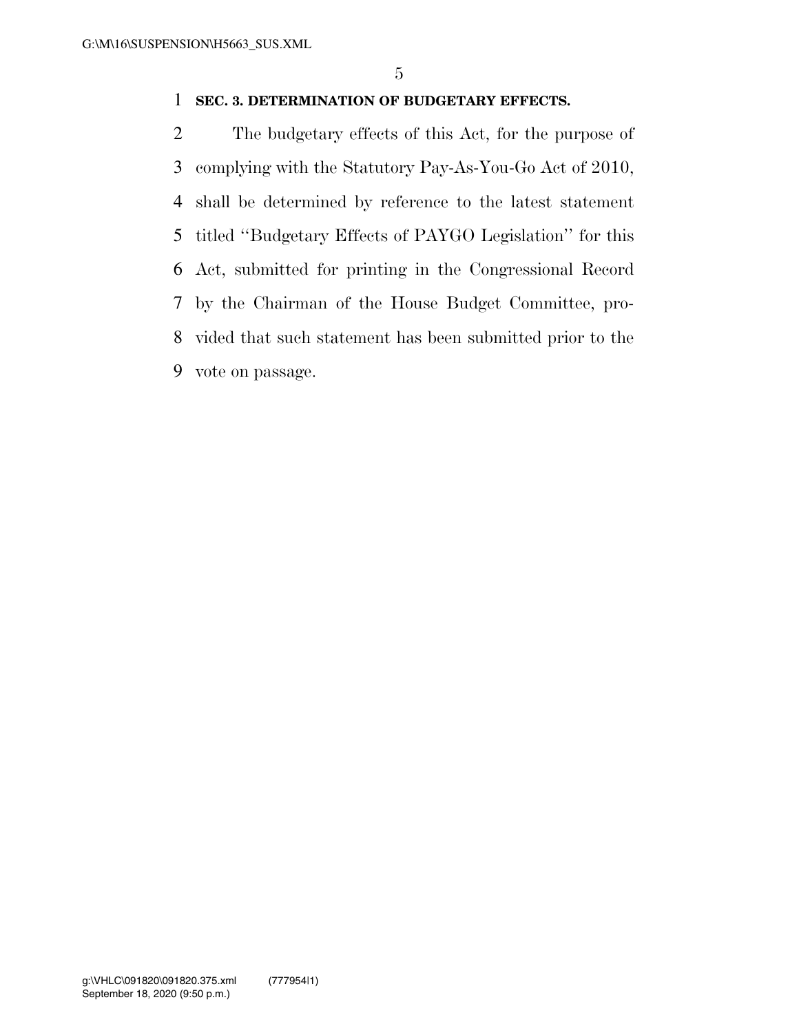**SEC. 3. DETERMINATION OF BUDGETARY EFFECTS.**

The budgetary effects of this Act, for the purpose of complying with the Statutory Pay-As-You-Go Act of 2010, shall be determined by reference to the latest statement titled ''Budgetary Effects of PAYGO Legislation'' for this Act, submitted for printing in the Congressional Record by the Chairman of the House Budget Committee, provided that such statement has been submitted prior to the vote on passage.